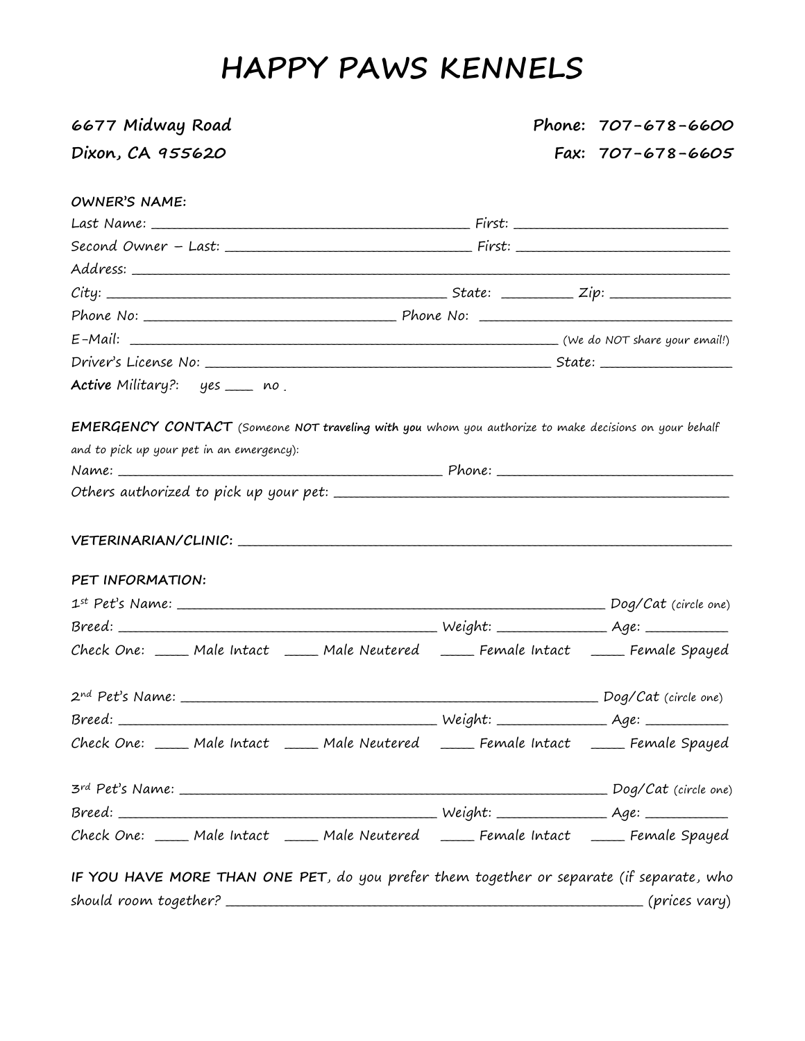# HAPPY PAWS KENNELS

**6677 Midway Road**
**Dixon, CA 955620**

**Phone: 707-678-6600**
**Fax: 707-678-6605**

**OWNER'S NAME:**

Last Name: ______________________________ First: ______________________

Second Owner – Last: ______________________ First: ______________________

Address: ____________________________________________________________

City: ______________________________ State: ________ Zip: ______________

Phone No: ______________________ Phone No: __________________________

E-Mail: ____________________________________________ (We do NOT share your email!)

Driver's License No: ________________________________ State: ______________

**Active** Military?: yes ____ no .

**EMERGENCY CONTACT** (Someone **NOT traveling with you** whom you authorize to make decisions on your behalf and to pick up your pet in an emergency):

Name: ______________________________ Phone: ____________________________

Others authorized to pick up your pet: ____________________________________

**VETERINARIAN/CLINIC:** ____________________________________________________

**PET INFORMATION:**

1st Pet's Name: ____________________________________________ Dog/Cat (circle one)

Breed: ______________________________ Weight: ____________ Age: __________

Check One: ____ Male Intact ____ Male Neutered ____ Female Intact ____ Female Spayed

2nd Pet's Name: ____________________________________________ Dog/Cat (circle one)

Breed: ______________________________ Weight: ____________ Age: __________

Check One: ____ Male Intact ____ Male Neutered ____ Female Intact ____ Female Spayed

3rd Pet's Name: ____________________________________________ Dog/Cat (circle one)

Breed: ______________________________ Weight: ____________ Age: __________

Check One: ____ Male Intact ____ Male Neutered ____ Female Intact ____ Female Spayed

**IF YOU HAVE MORE THAN ONE PET**, do you prefer them together or separate (if separate, who should room together? ____________________________________________ (prices vary)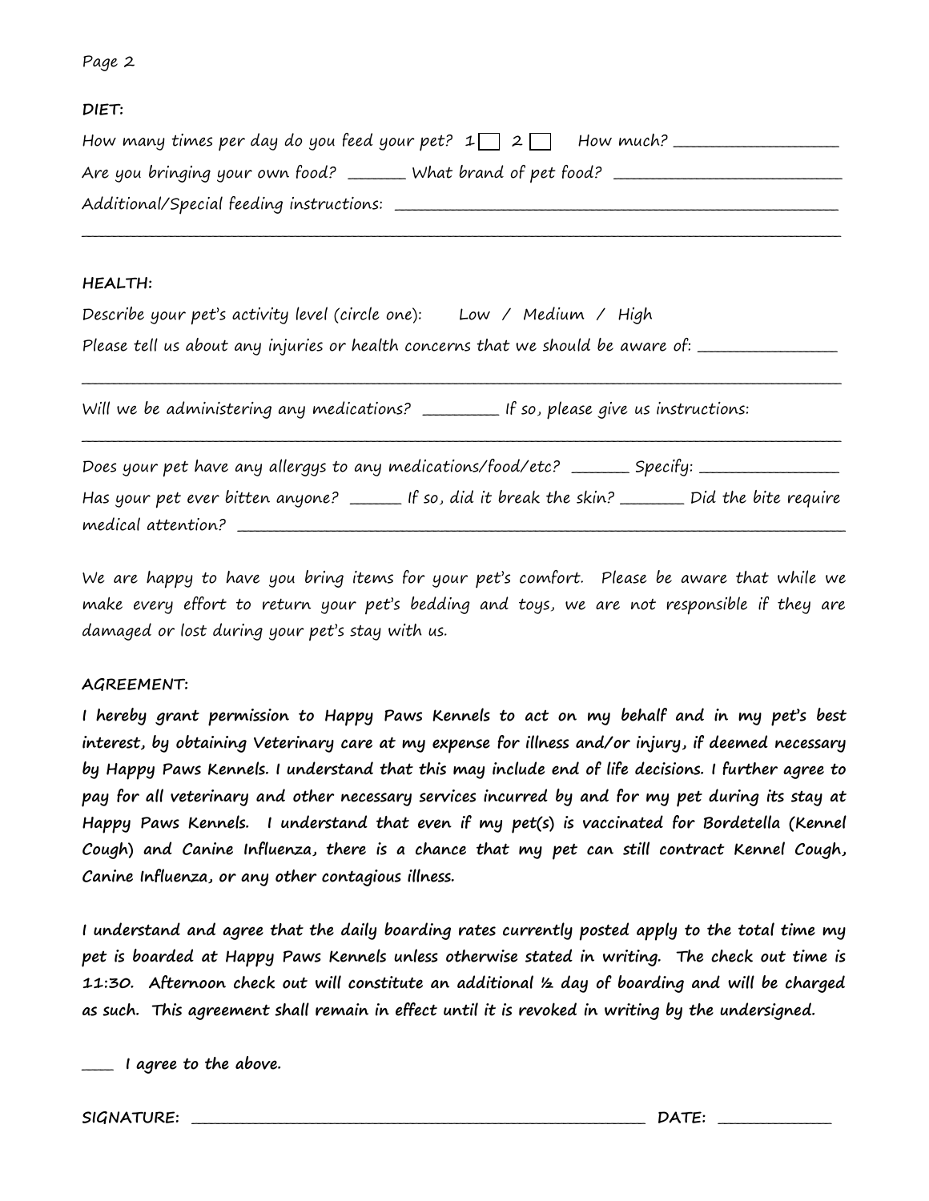**DIET:**

How many times per day do you feed your pet? 1 ☐ 2 ☐ How much? ___________________

Are you bringing your own food? _______ What brand of pet food? ___________________________

Additional/Special feeding instructions: ______________________________________________________

_____________________________________________________________________________________________

**HEALTH:**

Describe your pet's activity level (circle one): Low / Medium / High

Please tell us about any injuries or health concerns that we should be aware of: ________________

_____________________________________________________________________________________________

Will we be administering any medications? _________ If so, please give us instructions:

_____________________________________________________________________________________________

Does your pet have any allergys to any medications/food/etc? _______ Specify: ________________

Has your pet ever bitten anyone? ______ If so, did it break the skin? ________ Did the bite require medical attention? ______________________________________________________________________________

We are happy to have you bring items for your pet's comfort. Please be aware that while we make every effort to return your pet's bedding and toys, we are not responsible if they are damaged or lost during your pet's stay with us.

**AGREEMENT:**

**I hereby grant permission to Happy Paws Kennels to act on my behalf and in my pet's best interest, by obtaining Veterinary care at my expense for illness and/or injury, if deemed necessary by Happy Paws Kennels. I understand that this may include end of life decisions. I further agree to pay for all veterinary and other necessary services incurred by and for my pet during its stay at Happy Paws Kennels. I understand that even if my pet(s) is vaccinated for Bordetella (Kennel Cough) and Canine Influenza, there is a chance that my pet can still contract Kennel Cough, Canine Influenza, or any other contagious illness.**

**I understand and agree that the daily boarding rates currently posted apply to the total time my pet is boarded at Happy Paws Kennels unless otherwise stated in writing. The check out time is 11:30. Afternoon check out will constitute an additional ½ day of boarding and will be charged as such. This agreement shall remain in effect until it is revoked in writing by the undersigned.**

**____ I agree to the above.**

**SIGNATURE:** ___________________________________________________________ **DATE:** _______________